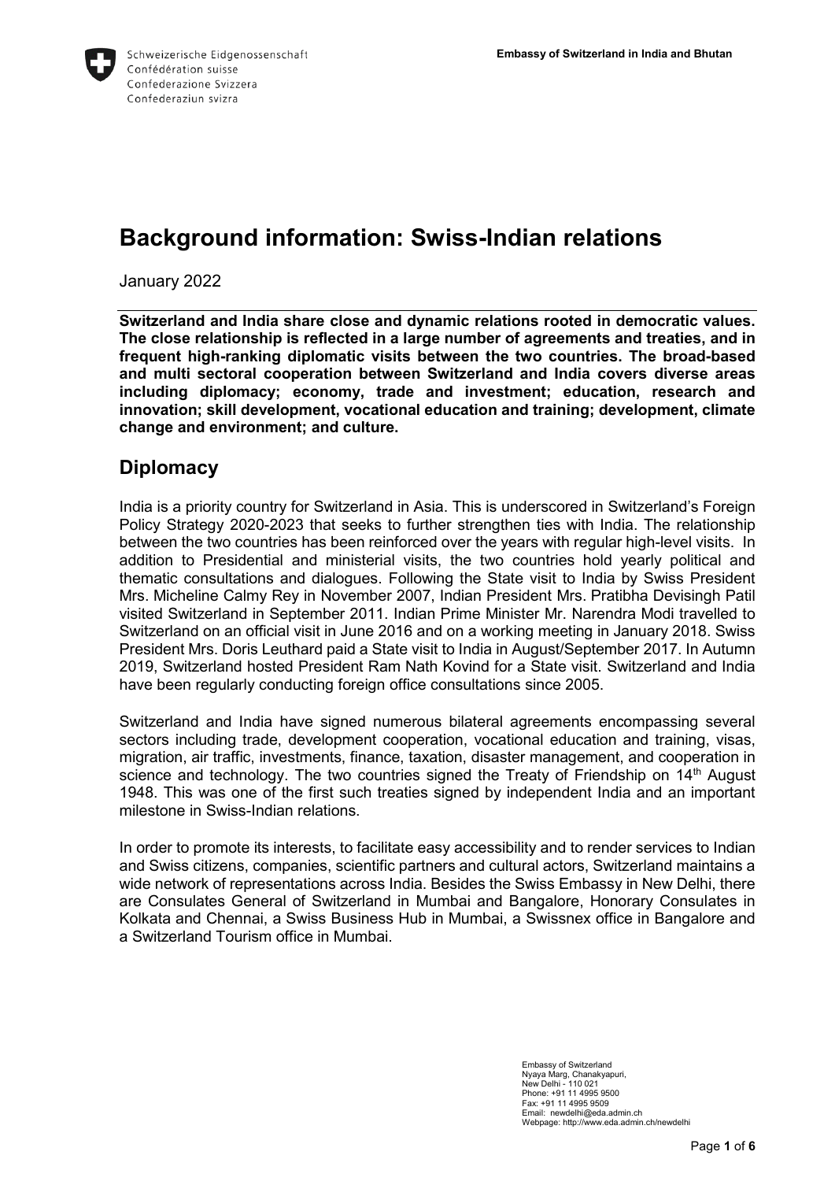Schweizerische Eidgenossenschaft
Confédération suisse
Confederazione Svizzera
Confederaziun svizra

**Embassy of Switzerland in India and Bhutan**

# Background information: Swiss-Indian relations

January 2022

**Switzerland and India share close and dynamic relations rooted in democratic values. The close relationship is reflected in a large number of agreements and treaties, and in frequent high-ranking diplomatic visits between the two countries. The broad-based and multi sectoral cooperation between Switzerland and India covers diverse areas including diplomacy; economy, trade and investment; education, research and innovation; skill development, vocational education and training; development, climate change and environment; and culture.**

## Diplomacy

India is a priority country for Switzerland in Asia. This is underscored in Switzerland's Foreign Policy Strategy 2020-2023 that seeks to further strengthen ties with India. The relationship between the two countries has been reinforced over the years with regular high-level visits. In addition to Presidential and ministerial visits, the two countries hold yearly political and thematic consultations and dialogues. Following the State visit to India by Swiss President Mrs. Micheline Calmy Rey in November 2007, Indian President Mrs. Pratibha Devisingh Patil visited Switzerland in September 2011. Indian Prime Minister Mr. Narendra Modi travelled to Switzerland on an official visit in June 2016 and on a working meeting in January 2018. Swiss President Mrs. Doris Leuthard paid a State visit to India in August/September 2017. In Autumn 2019, Switzerland hosted President Ram Nath Kovind for a State visit. Switzerland and India have been regularly conducting foreign office consultations since 2005.

Switzerland and India have signed numerous bilateral agreements encompassing several sectors including trade, development cooperation, vocational education and training, visas, migration, air traffic, investments, finance, taxation, disaster management, and cooperation in science and technology. The two countries signed the Treaty of Friendship on 14th August 1948. This was one of the first such treaties signed by independent India and an important milestone in Swiss-Indian relations.

In order to promote its interests, to facilitate easy accessibility and to render services to Indian and Swiss citizens, companies, scientific partners and cultural actors, Switzerland maintains a wide network of representations across India. Besides the Swiss Embassy in New Delhi, there are Consulates General of Switzerland in Mumbai and Bangalore, Honorary Consulates in Kolkata and Chennai, a Swiss Business Hub in Mumbai, a Swissnex office in Bangalore and a Switzerland Tourism office in Mumbai.

Embassy of Switzerland
Nyaya Marg, Chanakyapuri,
New Delhi - 110 021
Phone: +91 11 4995 9500
Fax: +91 11 4995 9509
Email: newdelhi@eda.admin.ch
Webpage: http://www.eda.admin.ch/newdelhi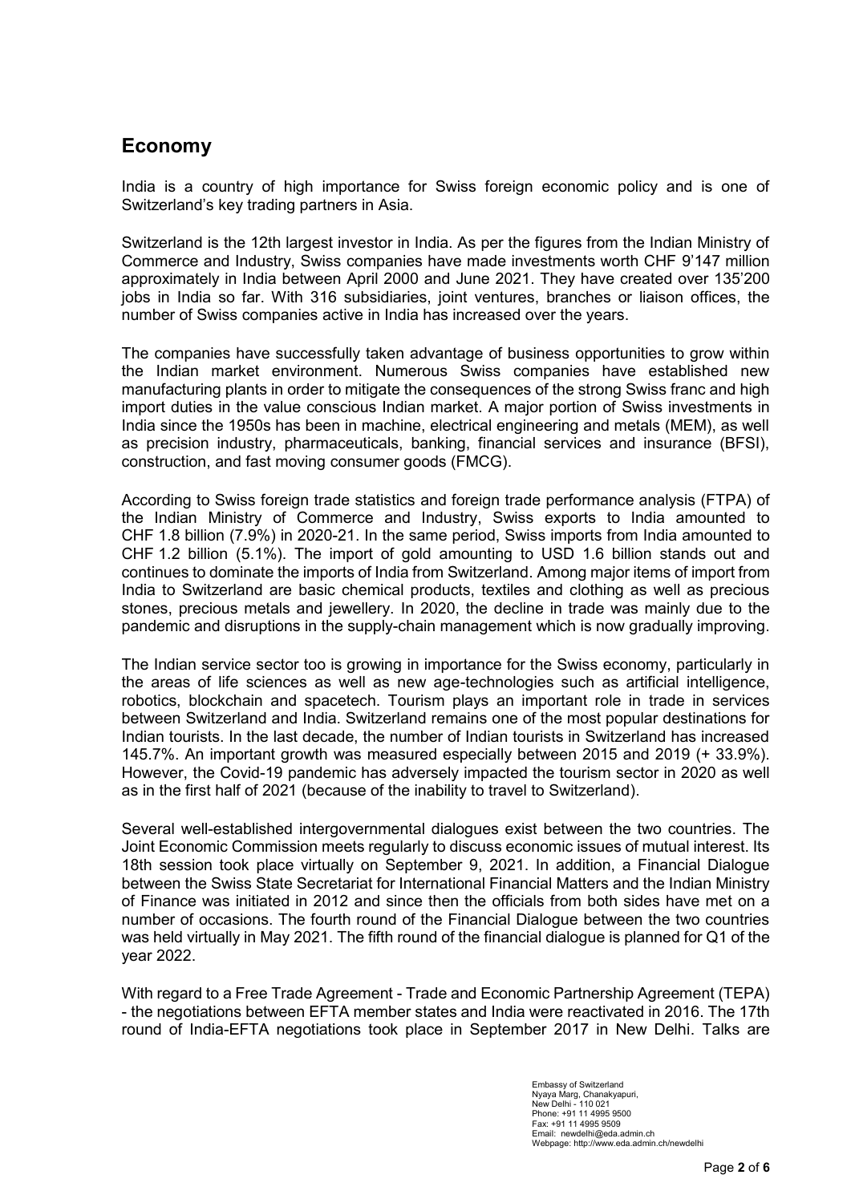## Economy

India is a country of high importance for Swiss foreign economic policy and is one of Switzerland's key trading partners in Asia.

Switzerland is the 12th largest investor in India. As per the figures from the Indian Ministry of Commerce and Industry, Swiss companies have made investments worth CHF 9'147 million approximately in India between April 2000 and June 2021. They have created over 135'200 jobs in India so far. With 316 subsidiaries, joint ventures, branches or liaison offices, the number of Swiss companies active in India has increased over the years.

The companies have successfully taken advantage of business opportunities to grow within the Indian market environment. Numerous Swiss companies have established new manufacturing plants in order to mitigate the consequences of the strong Swiss franc and high import duties in the value conscious Indian market. A major portion of Swiss investments in India since the 1950s has been in machine, electrical engineering and metals (MEM), as well as precision industry, pharmaceuticals, banking, financial services and insurance (BFSI), construction, and fast moving consumer goods (FMCG).

According to Swiss foreign trade statistics and foreign trade performance analysis (FTPA) of the Indian Ministry of Commerce and Industry, Swiss exports to India amounted to CHF 1.8 billion (7.9%) in 2020-21. In the same period, Swiss imports from India amounted to CHF 1.2 billion (5.1%). The import of gold amounting to USD 1.6 billion stands out and continues to dominate the imports of India from Switzerland. Among major items of import from India to Switzerland are basic chemical products, textiles and clothing as well as precious stones, precious metals and jewellery. In 2020, the decline in trade was mainly due to the pandemic and disruptions in the supply-chain management which is now gradually improving.

The Indian service sector too is growing in importance for the Swiss economy, particularly in the areas of life sciences as well as new age-technologies such as artificial intelligence, robotics, blockchain and spacetech. Tourism plays an important role in trade in services between Switzerland and India. Switzerland remains one of the most popular destinations for Indian tourists. In the last decade, the number of Indian tourists in Switzerland has increased 145.7%. An important growth was measured especially between 2015 and 2019 (+ 33.9%). However, the Covid-19 pandemic has adversely impacted the tourism sector in 2020 as well as in the first half of 2021 (because of the inability to travel to Switzerland).

Several well-established intergovernmental dialogues exist between the two countries. The Joint Economic Commission meets regularly to discuss economic issues of mutual interest. Its 18th session took place virtually on September 9, 2021. In addition, a Financial Dialogue between the Swiss State Secretariat for International Financial Matters and the Indian Ministry of Finance was initiated in 2012 and since then the officials from both sides have met on a number of occasions. The fourth round of the Financial Dialogue between the two countries was held virtually in May 2021. The fifth round of the financial dialogue is planned for Q1 of the year 2022.

With regard to a Free Trade Agreement - Trade and Economic Partnership Agreement (TEPA) - the negotiations between EFTA member states and India were reactivated in 2016. The 17th round of India-EFTA negotiations took place in September 2017 in New Delhi. Talks are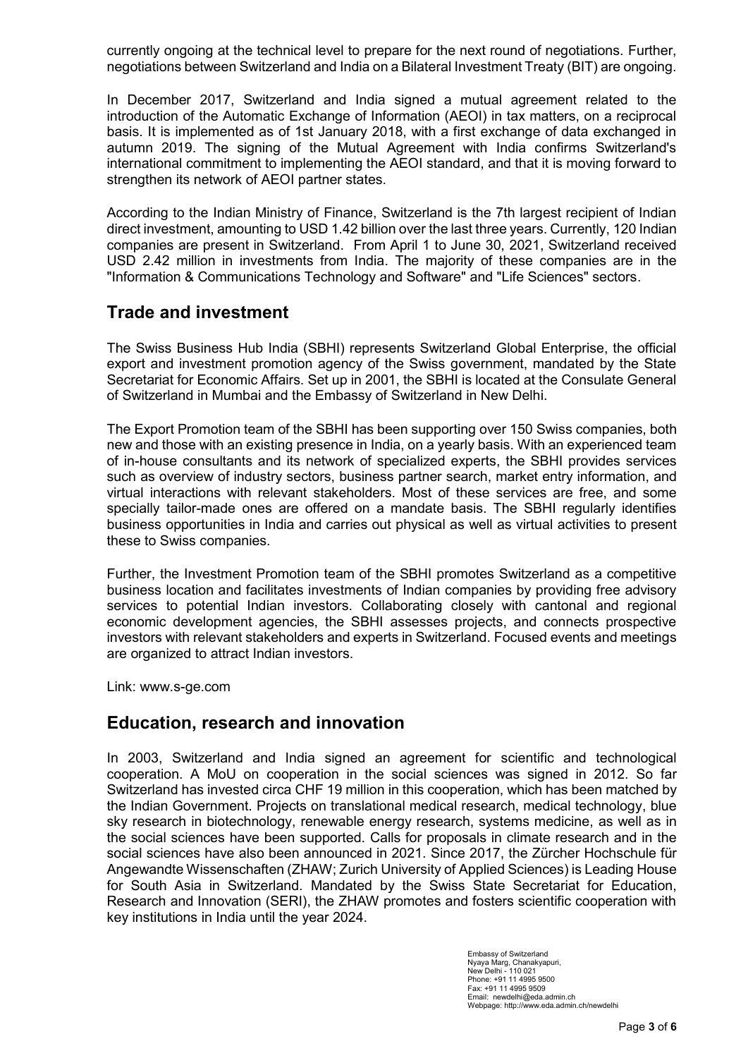currently ongoing at the technical level to prepare for the next round of negotiations. Further, negotiations between Switzerland and India on a Bilateral Investment Treaty (BIT) are ongoing.

In December 2017, Switzerland and India signed a mutual agreement related to the introduction of the Automatic Exchange of Information (AEOI) in tax matters, on a reciprocal basis. It is implemented as of 1st January 2018, with a first exchange of data exchanged in autumn 2019. The signing of the Mutual Agreement with India confirms Switzerland's international commitment to implementing the AEOI standard, and that it is moving forward to strengthen its network of AEOI partner states.

According to the Indian Ministry of Finance, Switzerland is the 7th largest recipient of Indian direct investment, amounting to USD 1.42 billion over the last three years. Currently, 120 Indian companies are present in Switzerland. From April 1 to June 30, 2021, Switzerland received USD 2.42 million in investments from India. The majority of these companies are in the "Information & Communications Technology and Software" and "Life Sciences" sectors.

## Trade and investment

The Swiss Business Hub India (SBHI) represents Switzerland Global Enterprise, the official export and investment promotion agency of the Swiss government, mandated by the State Secretariat for Economic Affairs. Set up in 2001, the SBHI is located at the Consulate General of Switzerland in Mumbai and the Embassy of Switzerland in New Delhi.

The Export Promotion team of the SBHI has been supporting over 150 Swiss companies, both new and those with an existing presence in India, on a yearly basis. With an experienced team of in-house consultants and its network of specialized experts, the SBHI provides services such as overview of industry sectors, business partner search, market entry information, and virtual interactions with relevant stakeholders. Most of these services are free, and some specially tailor-made ones are offered on a mandate basis. The SBHI regularly identifies business opportunities in India and carries out physical as well as virtual activities to present these to Swiss companies.

Further, the Investment Promotion team of the SBHI promotes Switzerland as a competitive business location and facilitates investments of Indian companies by providing free advisory services to potential Indian investors. Collaborating closely with cantonal and regional economic development agencies, the SBHI assesses projects, and connects prospective investors with relevant stakeholders and experts in Switzerland. Focused events and meetings are organized to attract Indian investors.

Link: www.s-ge.com

## Education, research and innovation

In 2003, Switzerland and India signed an agreement for scientific and technological cooperation. A MoU on cooperation in the social sciences was signed in 2012. So far Switzerland has invested circa CHF 19 million in this cooperation, which has been matched by the Indian Government. Projects on translational medical research, medical technology, blue sky research in biotechnology, renewable energy research, systems medicine, as well as in the social sciences have been supported. Calls for proposals in climate research and in the social sciences have also been announced in 2021. Since 2017, the Zürcher Hochschule für Angewandte Wissenschaften (ZHAW; Zurich University of Applied Sciences) is Leading House for South Asia in Switzerland. Mandated by the Swiss State Secretariat for Education, Research and Innovation (SERI), the ZHAW promotes and fosters scientific cooperation with key institutions in India until the year 2024.

Embassy of Switzerland
Nyaya Marg, Chanakyapuri,
New Delhi - 110 021
Phone: +91 11 4995 9500
Fax: +91 11 4995 9509
Email: newdelhi@eda.admin.ch
Webpage: http://www.eda.admin.ch/newdelhi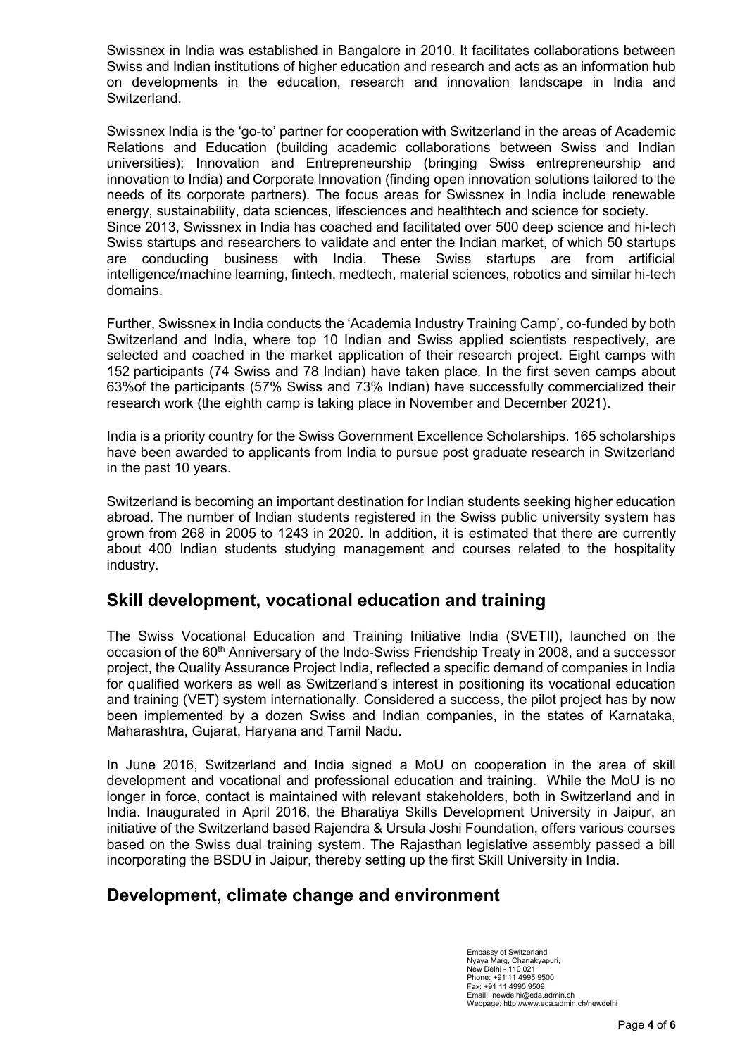Swissnex in India was established in Bangalore in 2010. It facilitates collaborations between Swiss and Indian institutions of higher education and research and acts as an information hub on developments in the education, research and innovation landscape in India and Switzerland.

Swissnex India is the 'go-to' partner for cooperation with Switzerland in the areas of Academic Relations and Education (building academic collaborations between Swiss and Indian universities); Innovation and Entrepreneurship (bringing Swiss entrepreneurship and innovation to India) and Corporate Innovation (finding open innovation solutions tailored to the needs of its corporate partners). The focus areas for Swissnex in India include renewable energy, sustainability, data sciences, lifesciences and healthtech and science for society.
Since 2013, Swissnex in India has coached and facilitated over 500 deep science and hi-tech Swiss startups and researchers to validate and enter the Indian market, of which 50 startups are conducting business with India. These Swiss startups are from artificial intelligence/machine learning, fintech, medtech, material sciences, robotics and similar hi-tech domains.

Further, Swissnex in India conducts the 'Academia Industry Training Camp', co-funded by both Switzerland and India, where top 10 Indian and Swiss applied scientists respectively, are selected and coached in the market application of their research project. Eight camps with 152 participants (74 Swiss and 78 Indian) have taken place. In the first seven camps about 63%of the participants (57% Swiss and 73% Indian) have successfully commercialized their research work (the eighth camp is taking place in November and December 2021).

India is a priority country for the Swiss Government Excellence Scholarships. 165 scholarships have been awarded to applicants from India to pursue post graduate research in Switzerland in the past 10 years.

Switzerland is becoming an important destination for Indian students seeking higher education abroad. The number of Indian students registered in the Swiss public university system has grown from 268 in 2005 to 1243 in 2020. In addition, it is estimated that there are currently about 400 Indian students studying management and courses related to the hospitality industry.

## Skill development, vocational education and training

The Swiss Vocational Education and Training Initiative India (SVETII), launched on the occasion of the 60th Anniversary of the Indo-Swiss Friendship Treaty in 2008, and a successor project, the Quality Assurance Project India, reflected a specific demand of companies in India for qualified workers as well as Switzerland's interest in positioning its vocational education and training (VET) system internationally. Considered a success, the pilot project has by now been implemented by a dozen Swiss and Indian companies, in the states of Karnataka, Maharashtra, Gujarat, Haryana and Tamil Nadu.

In June 2016, Switzerland and India signed a MoU on cooperation in the area of skill development and vocational and professional education and training. While the MoU is no longer in force, contact is maintained with relevant stakeholders, both in Switzerland and in India. Inaugurated in April 2016, the Bharatiya Skills Development University in Jaipur, an initiative of the Switzerland based Rajendra & Ursula Joshi Foundation, offers various courses based on the Swiss dual training system. The Rajasthan legislative assembly passed a bill incorporating the BSDU in Jaipur, thereby setting up the first Skill University in India.

## Development, climate change and environment

Embassy of Switzerland
Nyaya Marg, Chanakyapuri,
New Delhi - 110 021
Phone: +91 11 4995 9500
Fax: +91 11 4995 9509
Email: newdelhi@eda.admin.ch
Webpage: http://www.eda.admin.ch/newdelhi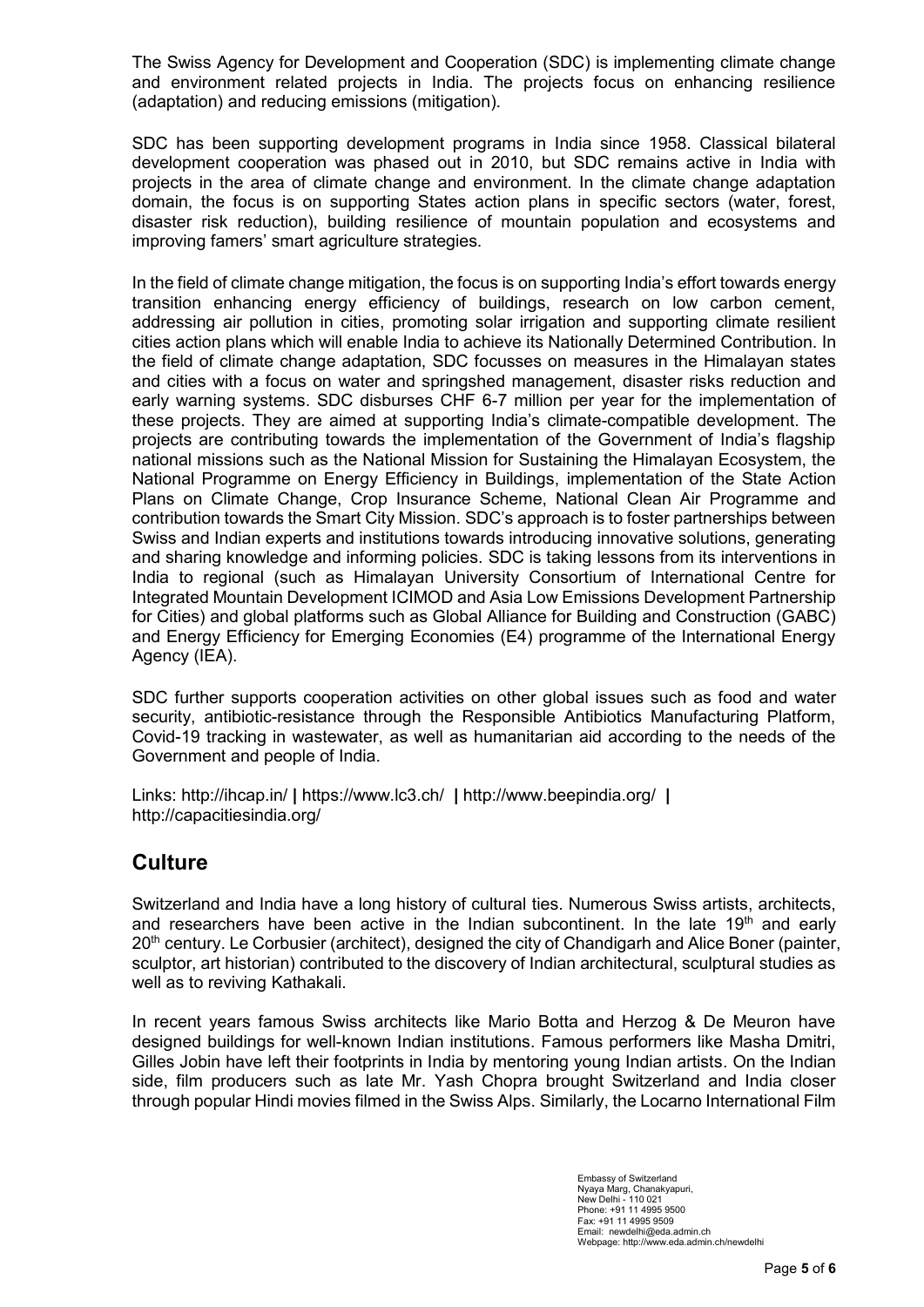The Swiss Agency for Development and Cooperation (SDC) is implementing climate change and environment related projects in India. The projects focus on enhancing resilience (adaptation) and reducing emissions (mitigation).

SDC has been supporting development programs in India since 1958. Classical bilateral development cooperation was phased out in 2010, but SDC remains active in India with projects in the area of climate change and environment. In the climate change adaptation domain, the focus is on supporting States action plans in specific sectors (water, forest, disaster risk reduction), building resilience of mountain population and ecosystems and improving famers' smart agriculture strategies.

In the field of climate change mitigation, the focus is on supporting India's effort towards energy transition enhancing energy efficiency of buildings, research on low carbon cement, addressing air pollution in cities, promoting solar irrigation and supporting climate resilient cities action plans which will enable India to achieve its Nationally Determined Contribution. In the field of climate change adaptation, SDC focusses on measures in the Himalayan states and cities with a focus on water and springshed management, disaster risks reduction and early warning systems. SDC disburses CHF 6-7 million per year for the implementation of these projects. They are aimed at supporting India's climate-compatible development. The projects are contributing towards the implementation of the Government of India's flagship national missions such as the National Mission for Sustaining the Himalayan Ecosystem, the National Programme on Energy Efficiency in Buildings, implementation of the State Action Plans on Climate Change, Crop Insurance Scheme, National Clean Air Programme and contribution towards the Smart City Mission. SDC's approach is to foster partnerships between Swiss and Indian experts and institutions towards introducing innovative solutions, generating and sharing knowledge and informing policies. SDC is taking lessons from its interventions in India to regional (such as Himalayan University Consortium of International Centre for Integrated Mountain Development ICIMOD and Asia Low Emissions Development Partnership for Cities) and global platforms such as Global Alliance for Building and Construction (GABC) and Energy Efficiency for Emerging Economies (E4) programme of the International Energy Agency (IEA).

SDC further supports cooperation activities on other global issues such as food and water security, antibiotic-resistance through the Responsible Antibiotics Manufacturing Platform, Covid-19 tracking in wastewater, as well as humanitarian aid according to the needs of the Government and people of India.

Links: http://ihcap.in/ **|** https://www.lc3.ch/ **|** http://www.beepindia.org/ **|** http://capacitiesindia.org/

## Culture

Switzerland and India have a long history of cultural ties. Numerous Swiss artists, architects, and researchers have been active in the Indian subcontinent. In the late 19th and early 20th century. Le Corbusier (architect), designed the city of Chandigarh and Alice Boner (painter, sculptor, art historian) contributed to the discovery of Indian architectural, sculptural studies as well as to reviving Kathakali.

In recent years famous Swiss architects like Mario Botta and Herzog & De Meuron have designed buildings for well-known Indian institutions. Famous performers like Masha Dmitri, Gilles Jobin have left their footprints in India by mentoring young Indian artists. On the Indian side, film producers such as late Mr. Yash Chopra brought Switzerland and India closer through popular Hindi movies filmed in the Swiss Alps. Similarly, the Locarno International Film

Embassy of Switzerland
Nyaya Marg, Chanakyapuri,
New Delhi - 110 021
Phone: +91 11 4995 9500
Fax: +91 11 4995 9509
Email: newdelhi@eda.admin.ch
Webpage: http://www.eda.admin.ch/newdelhi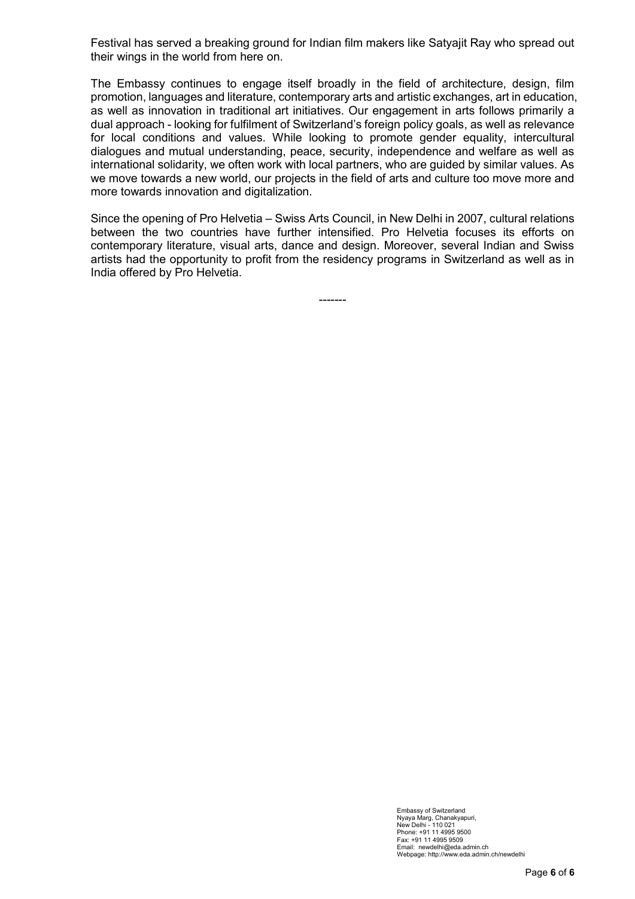Festival has served a breaking ground for Indian film makers like Satyajit Ray who spread out their wings in the world from here on.

The Embassy continues to engage itself broadly in the field of architecture, design, film promotion, languages and literature, contemporary arts and artistic exchanges, art in education, as well as innovation in traditional art initiatives. Our engagement in arts follows primarily a dual approach - looking for fulfilment of Switzerland's foreign policy goals, as well as relevance for local conditions and values. While looking to promote gender equality, intercultural dialogues and mutual understanding, peace, security, independence and welfare as well as international solidarity, we often work with local partners, who are guided by similar values. As we move towards a new world, our projects in the field of arts and culture too move more and more towards innovation and digitalization.

Since the opening of Pro Helvetia – Swiss Arts Council, in New Delhi in 2007, cultural relations between the two countries have further intensified. Pro Helvetia focuses its efforts on contemporary literature, visual arts, dance and design. Moreover, several Indian and Swiss artists had the opportunity to profit from the residency programs in Switzerland as well as in India offered by Pro Helvetia.

-------

Embassy of Switzerland
Nyaya Marg, Chanakyapuri,
New Delhi - 110 021
Phone: +91 11 4995 9500
Fax: +91 11 4995 9509
Email: newdelhi@eda.admin.ch
Webpage: http://www.eda.admin.ch/newdelhi